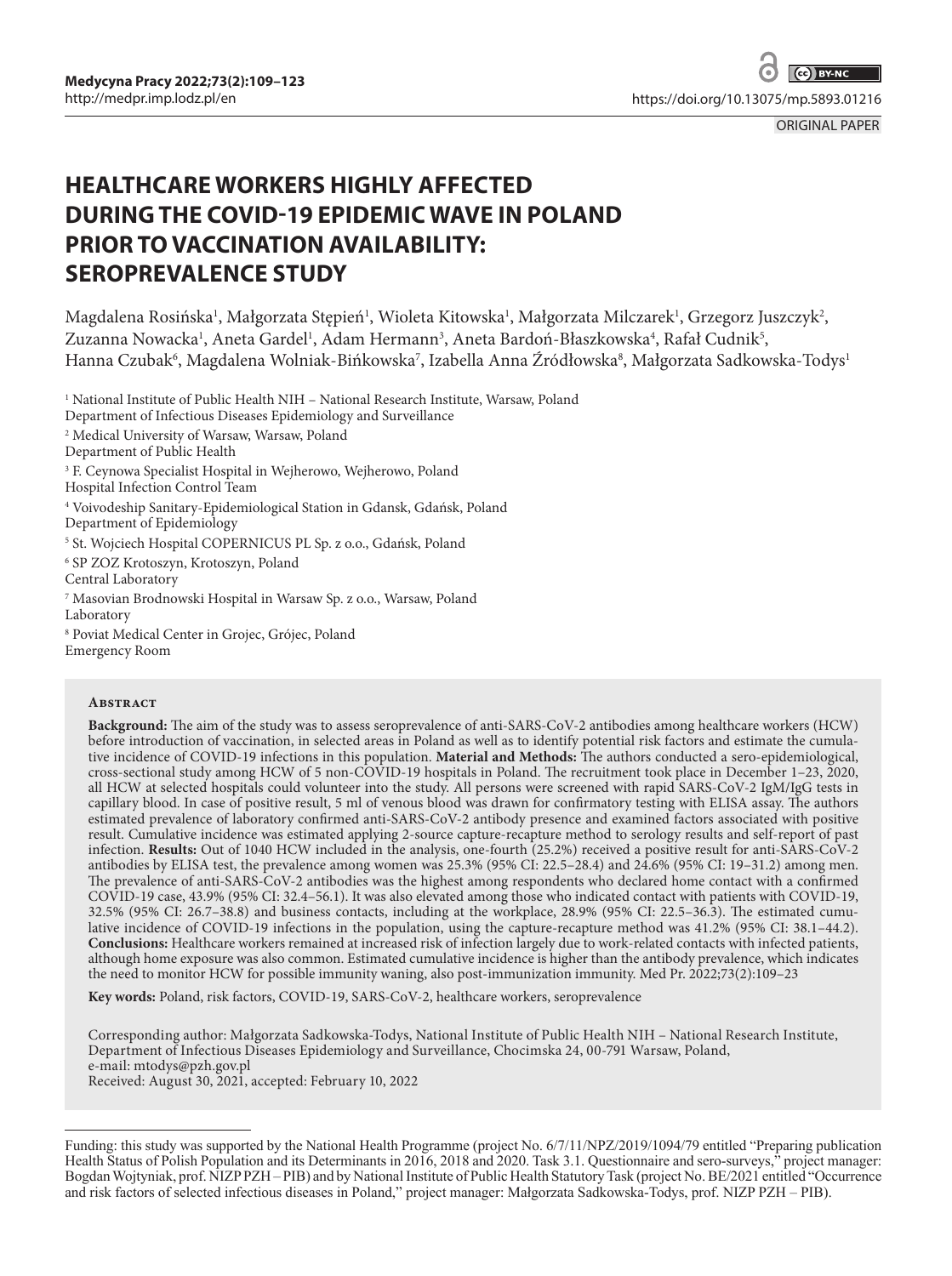ORIGINAL PAPER

# HEALTHCARE WORKERS HIGHLY AFFECTED DURING THE COVID-19 EPIDEMIC WAVE IN POLAND PRIOR TO VACCINATION AVAILABILITY: SEROPREVALENCE STUDY

Magdalena Rosińska[1], Małgorzata Stępień[1], Wioleta Kitowska[1], Małgorzata Milczarek[1], Grzegorz Juszczyk[2], Zuzanna Nowacka[1], Aneta Gardel[1], Adam Hermann[3], Aneta Bardoń-Błaszkowska[4], Rafał Cudnik[5], Hanna Czubak[6], Magdalena Wolniak-Bińkowska[7], Izabella Anna Źródłowska[8], Małgorzata Sadkowska-Todys[1]

[1] National Institute of Public Health NIH – National Research Institute, Warsaw, Poland
Department of Infectious Diseases Epidemiology and Surveillance

[2] Medical University of Warsaw, Warsaw, Poland
Department of Public Health

[3] F. Ceynowa Specialist Hospital in Wejherowo, Wejherowo, Poland
Hospital Infection Control Team

[4] Voivodeship Sanitary-Epidemiological Station in Gdansk, Gdańsk, Poland
Department of Epidemiology

[5] St. Wojciech Hospital COPERNICUS PL Sp. z o.o., Gdańsk, Poland

[6] SP ZOZ Krotoszyn, Krotoszyn, Poland
Central Laboratory

[7] Masovian Brodnowski Hospital in Warsaw Sp. z o.o., Warsaw, Poland
Laboratory

[8] Poviat Medical Center in Grojec, Grójec, Poland
Emergency Room

## Abstract

**Background:** The aim of the study was to assess seroprevalence of anti-SARS-CoV-2 antibodies among healthcare workers (HCW) before introduction of vaccination, in selected areas in Poland as well as to identify potential risk factors and estimate the cumulative incidence of COVID-19 infections in this population. **Material and Methods:** The authors conducted a sero-epidemiological, cross-sectional study among HCW of 5 non-COVID-19 hospitals in Poland. The recruitment took place in December 1–23, 2020, all HCW at selected hospitals could volunteer into the study. All persons were screened with rapid SARS-CoV-2 IgM/IgG tests in capillary blood. In case of positive result, 5 ml of venous blood was drawn for confirmatory testing with ELISA assay. The authors estimated prevalence of laboratory confirmed anti-SARS-CoV-2 antibody presence and examined factors associated with positive result. Cumulative incidence was estimated applying 2-source capture-recapture method to serology results and self-report of past infection. **Results:** Out of 1040 HCW included in the analysis, one-fourth (25.2%) received a positive result for anti-SARS-CoV-2 antibodies by ELISA test, the prevalence among women was 25.3% (95% CI: 22.5–28.4) and 24.6% (95% CI: 19–31.2) among men. The prevalence of anti-SARS-CoV-2 antibodies was the highest among respondents who declared home contact with a confirmed COVID-19 case, 43.9% (95% CI: 32.4–56.1). It was also elevated among those who indicated contact with patients with COVID-19, 32.5% (95% CI: 26.7–38.8) and business contacts, including at the workplace, 28.9% (95% CI: 22.5–36.3). The estimated cumulative incidence of COVID-19 infections in the population, using the capture-recapture method was 41.2% (95% CI: 38.1–44.2). **Conclusions:** Healthcare workers remained at increased risk of infection largely due to work-related contacts with infected patients, although home exposure was also common. Estimated cumulative incidence is higher than the antibody prevalence, which indicates the need to monitor HCW for possible immunity waning, also post-immunization immunity. Med Pr. 2022;73(2):109–23

**Key words:** Poland, risk factors, COVID-19, SARS-CoV-2, healthcare workers, seroprevalence

Corresponding author: Małgorzata Sadkowska-Todys, National Institute of Public Health NIH – National Research Institute, Department of Infectious Diseases Epidemiology and Surveillance, Chocimska 24, 00-791 Warsaw, Poland,
e-mail: mtodys@pzh.gov.pl
Received: August 30, 2021, accepted: February 10, 2022

---

Funding: this study was supported by the National Health Programme (project No. 6/7/11/NPZ/2019/1094/79 entitled "Preparing publication Health Status of Polish Population and its Determinants in 2016, 2018 and 2020. Task 3.1. Questionnaire and sero-surveys," project manager: Bogdan Wojtyniak, prof. NIZP PZH – PIB) and by National Institute of Public Health Statutory Task (project No. BE/2021 entitled "Occurrence and risk factors of selected infectious diseases in Poland," project manager: Małgorzata Sadkowska-Todys, prof. NIZP PZH – PIB).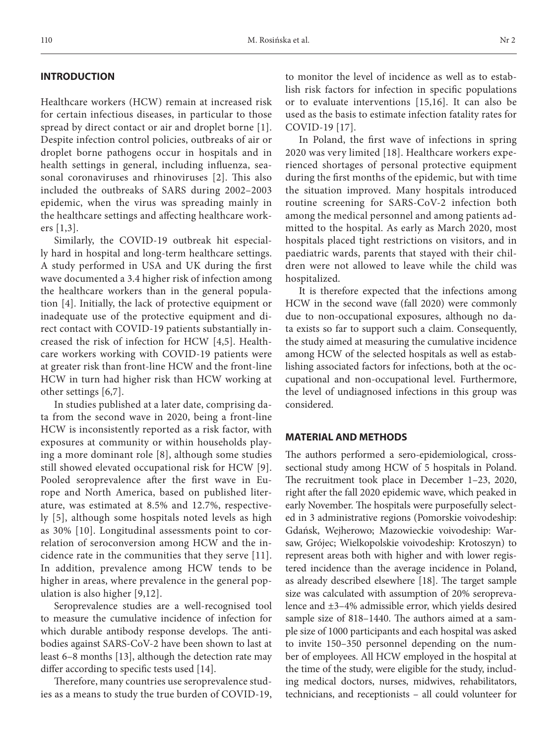## INTRODUCTION

Healthcare workers (HCW) remain at increased risk for certain infectious diseases, in particular to those spread by direct contact or air and droplet borne [1]. Despite infection control policies, outbreaks of air or droplet borne pathogens occur in hospitals and in health settings in general, including influenza, seasonal coronaviruses and rhinoviruses [2]. This also included the outbreaks of SARS during 2002–2003 epidemic, when the virus was spreading mainly in the healthcare settings and affecting healthcare workers [1,3].

Similarly, the COVID-19 outbreak hit especially hard in hospital and long-term healthcare settings. A study performed in USA and UK during the first wave documented a 3.4 higher risk of infection among the healthcare workers than in the general population [4]. Initially, the lack of protective equipment or inadequate use of the protective equipment and direct contact with COVID-19 patients substantially increased the risk of infection for HCW [4,5]. Healthcare workers working with COVID-19 patients were at greater risk than front-line HCW and the front-line HCW in turn had higher risk than HCW working at other settings [6,7].

In studies published at a later date, comprising data from the second wave in 2020, being a front-line HCW is inconsistently reported as a risk factor, with exposures at community or within households playing a more dominant role [8], although some studies still showed elevated occupational risk for HCW [9]. Pooled seroprevalence after the first wave in Europe and North America, based on published literature, was estimated at 8.5% and 12.7%, respectively [5], although some hospitals noted levels as high as 30% [10]. Longitudinal assessments point to correlation of seroconversion among HCW and the incidence rate in the communities that they serve [11]. In addition, prevalence among HCW tends to be higher in areas, where prevalence in the general population is also higher [9,12].

Seroprevalence studies are a well-recognised tool to measure the cumulative incidence of infection for which durable antibody response develops. The antibodies against SARS-CoV-2 have been shown to last at least 6–8 months [13], although the detection rate may differ according to specific tests used [14].

Therefore, many countries use seroprevalence studies as a means to study the true burden of COVID-19, to monitor the level of incidence as well as to establish risk factors for infection in specific populations or to evaluate interventions [15,16]. It can also be used as the basis to estimate infection fatality rates for COVID-19 [17].

In Poland, the first wave of infections in spring 2020 was very limited [18]. Healthcare workers experienced shortages of personal protective equipment during the first months of the epidemic, but with time the situation improved. Many hospitals introduced routine screening for SARS-CoV-2 infection both among the medical personnel and among patients admitted to the hospital. As early as March 2020, most hospitals placed tight restrictions on visitors, and in paediatric wards, parents that stayed with their children were not allowed to leave while the child was hospitalized.

It is therefore expected that the infections among HCW in the second wave (fall 2020) were commonly due to non-occupational exposures, although no data exists so far to support such a claim. Consequently, the study aimed at measuring the cumulative incidence among HCW of the selected hospitals as well as establishing associated factors for infections, both at the occupational and non-occupational level. Furthermore, the level of undiagnosed infections in this group was considered.

## MATERIAL AND METHODS

The authors performed a sero-epidemiological, cross-sectional study among HCW of 5 hospitals in Poland. The recruitment took place in December 1–23, 2020, right after the fall 2020 epidemic wave, which peaked in early November. The hospitals were purposefully selected in 3 administrative regions (Pomorskie voivodeship: Gdańsk, Wejherowo; Mazowieckie voivodeship: Warsaw, Grójec; Wielkopolskie voivodeship: Krotoszyn) to represent areas both with higher and with lower registered incidence than the average incidence in Poland, as already described elsewhere [18]. The target sample size was calculated with assumption of 20% seroprevalence and ±3–4% admissible error, which yields desired sample size of 818–1440. The authors aimed at a sample size of 1000 participants and each hospital was asked to invite 150–350 personnel depending on the number of employees. All HCW employed in the hospital at the time of the study, were eligible for the study, including medical doctors, nurses, midwives, rehabilitators, technicians, and receptionists – all could volunteer for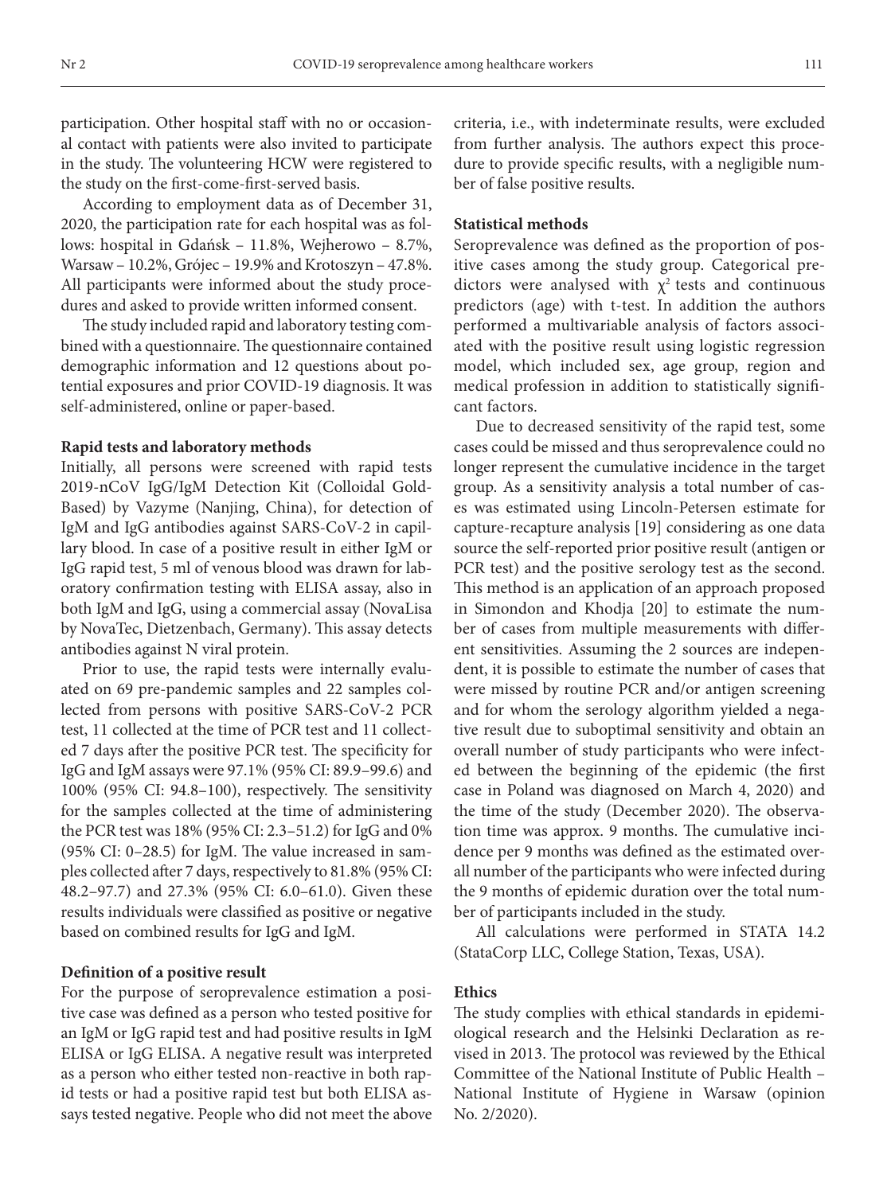participation. Other hospital staff with no or occasional contact with patients were also invited to participate in the study. The volunteering HCW were registered to the study on the first-come-first-served basis.

According to employment data as of December 31, 2020, the participation rate for each hospital was as follows: hospital in Gdańsk – 11.8%, Wejherowo – 8.7%, Warsaw – 10.2%, Grójec – 19.9% and Krotoszyn – 47.8%. All participants were informed about the study procedures and asked to provide written informed consent.

The study included rapid and laboratory testing combined with a questionnaire. The questionnaire contained demographic information and 12 questions about potential exposures and prior COVID-19 diagnosis. It was self-administered, online or paper-based.

### Rapid tests and laboratory methods

Initially, all persons were screened with rapid tests 2019-nCoV IgG/IgM Detection Kit (Colloidal Gold-Based) by Vazyme (Nanjing, China), for detection of IgM and IgG antibodies against SARS-CoV-2 in capillary blood. In case of a positive result in either IgM or IgG rapid test, 5 ml of venous blood was drawn for laboratory confirmation testing with ELISA assay, also in both IgM and IgG, using a commercial assay (NovaLisa by NovaTec, Dietzenbach, Germany). This assay detects antibodies against N viral protein.

Prior to use, the rapid tests were internally evaluated on 69 pre-pandemic samples and 22 samples collected from persons with positive SARS-CoV-2 PCR test, 11 collected at the time of PCR test and 11 collected 7 days after the positive PCR test. The specificity for IgG and IgM assays were 97.1% (95% CI: 89.9–99.6) and 100% (95% CI: 94.8–100), respectively. The sensitivity for the samples collected at the time of administering the PCR test was 18% (95% CI: 2.3–51.2) for IgG and 0% (95% CI: 0–28.5) for IgM. The value increased in samples collected after 7 days, respectively to 81.8% (95% CI: 48.2–97.7) and 27.3% (95% CI: 6.0–61.0). Given these results individuals were classified as positive or negative based on combined results for IgG and IgM.

### Definition of a positive result

For the purpose of seroprevalence estimation a positive case was defined as a person who tested positive for an IgM or IgG rapid test and had positive results in IgM ELISA or IgG ELISA. A negative result was interpreted as a person who either tested non-reactive in both rapid tests or had a positive rapid test but both ELISA assays tested negative. People who did not meet the above criteria, i.e., with indeterminate results, were excluded from further analysis. The authors expect this procedure to provide specific results, with a negligible number of false positive results.

### Statistical methods

Seroprevalence was defined as the proportion of positive cases among the study group. Categorical predictors were analysed with $\chi^2$ tests and continuous predictors (age) with t-test. In addition the authors performed a multivariable analysis of factors associated with the positive result using logistic regression model, which included sex, age group, region and medical profession in addition to statistically significant factors.

Due to decreased sensitivity of the rapid test, some cases could be missed and thus seroprevalence could no longer represent the cumulative incidence in the target group. As a sensitivity analysis a total number of cases was estimated using Lincoln-Petersen estimate for capture-recapture analysis [19] considering as one data source the self-reported prior positive result (antigen or PCR test) and the positive serology test as the second. This method is an application of an approach proposed in Simondon and Khodja [20] to estimate the number of cases from multiple measurements with different sensitivities. Assuming the 2 sources are independent, it is possible to estimate the number of cases that were missed by routine PCR and/or antigen screening and for whom the serology algorithm yielded a negative result due to suboptimal sensitivity and obtain an overall number of study participants who were infected between the beginning of the epidemic (the first case in Poland was diagnosed on March 4, 2020) and the time of the study (December 2020). The observation time was approx. 9 months. The cumulative incidence per 9 months was defined as the estimated overall number of the participants who were infected during the 9 months of epidemic duration over the total number of participants included in the study.

All calculations were performed in STATA 14.2 (StataCorp LLC, College Station, Texas, USA).

### Ethics

The study complies with ethical standards in epidemiological research and the Helsinki Declaration as revised in 2013. The protocol was reviewed by the Ethical Committee of the National Institute of Public Health – National Institute of Hygiene in Warsaw (opinion No. 2/2020).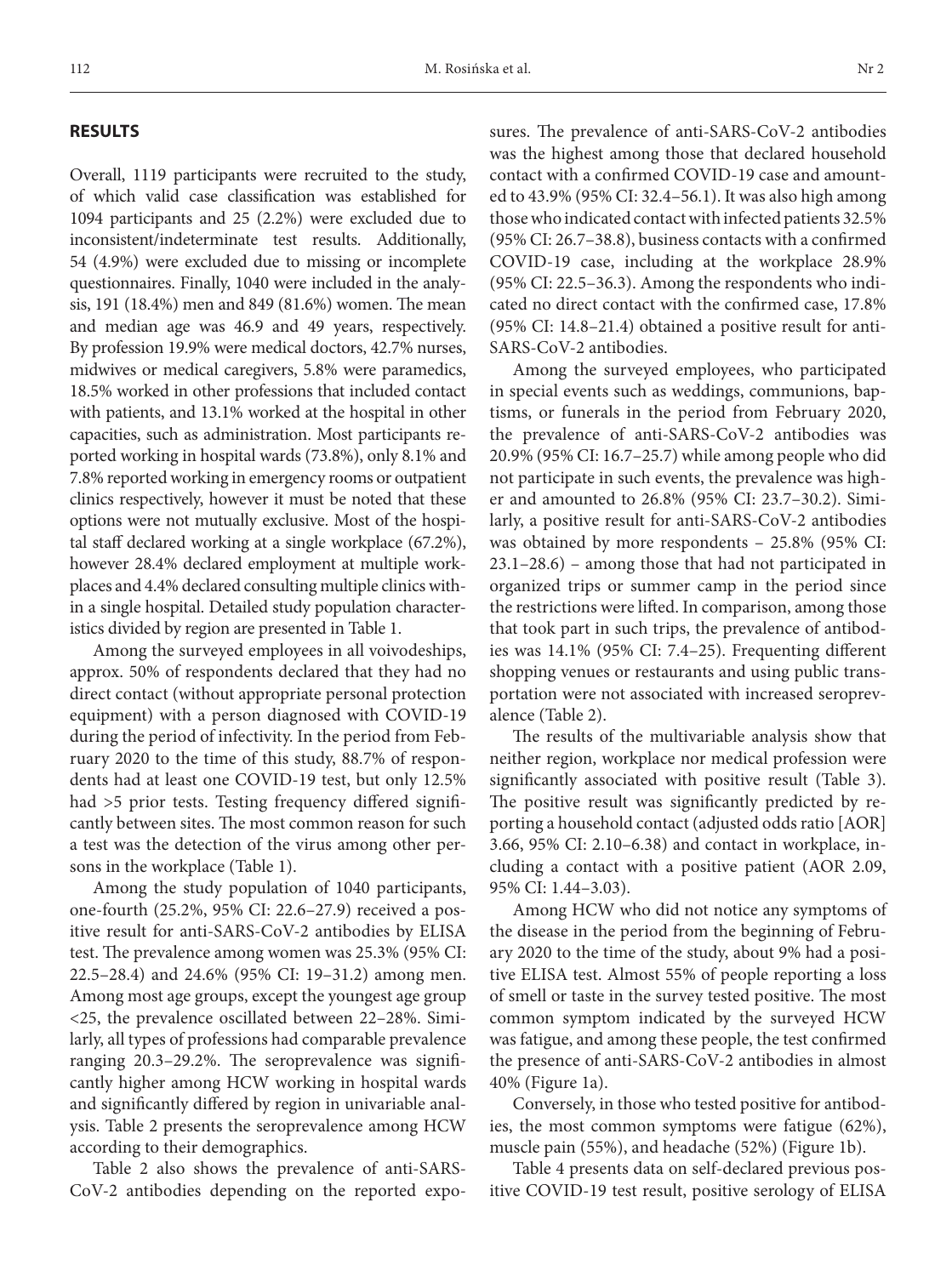## RESULTS

Overall, 1119 participants were recruited to the study, of which valid case classification was established for 1094 participants and 25 (2.2%) were excluded due to inconsistent/indeterminate test results. Additionally, 54 (4.9%) were excluded due to missing or incomplete questionnaires. Finally, 1040 were included in the analysis, 191 (18.4%) men and 849 (81.6%) women. The mean and median age was 46.9 and 49 years, respectively. By profession 19.9% were medical doctors, 42.7% nurses, midwives or medical caregivers, 5.8% were paramedics, 18.5% worked in other professions that included contact with patients, and 13.1% worked at the hospital in other capacities, such as administration. Most participants reported working in hospital wards (73.8%), only 8.1% and 7.8% reported working in emergency rooms or outpatient clinics respectively, however it must be noted that these options were not mutually exclusive. Most of the hospital staff declared working at a single workplace (67.2%), however 28.4% declared employment at multiple workplaces and 4.4% declared consulting multiple clinics within a single hospital. Detailed study population characteristics divided by region are presented in Table 1.

Among the surveyed employees in all voivodeships, approx. 50% of respondents declared that they had no direct contact (without appropriate personal protection equipment) with a person diagnosed with COVID-19 during the period of infectivity. In the period from February 2020 to the time of this study, 88.7% of respondents had at least one COVID-19 test, but only 12.5% had >5 prior tests. Testing frequency differed significantly between sites. The most common reason for such a test was the detection of the virus among other persons in the workplace (Table 1).

Among the study population of 1040 participants, one-fourth (25.2%, 95% CI: 22.6–27.9) received a positive result for anti-SARS-CoV-2 antibodies by ELISA test. The prevalence among women was 25.3% (95% CI: 22.5–28.4) and 24.6% (95% CI: 19–31.2) among men. Among most age groups, except the youngest age group <25, the prevalence oscillated between 22–28%. Similarly, all types of professions had comparable prevalence ranging 20.3–29.2%. The seroprevalence was significantly higher among HCW working in hospital wards and significantly differed by region in univariable analysis. Table 2 presents the seroprevalence among HCW according to their demographics.

Table 2 also shows the prevalence of anti-SARS-CoV-2 antibodies depending on the reported exposures. The prevalence of anti-SARS-CoV-2 antibodies was the highest among those that declared household contact with a confirmed COVID-19 case and amounted to 43.9% (95% CI: 32.4–56.1). It was also high among those who indicated contact with infected patients 32.5% (95% CI: 26.7–38.8), business contacts with a confirmed COVID-19 case, including at the workplace 28.9% (95% CI: 22.5–36.3). Among the respondents who indicated no direct contact with the confirmed case, 17.8% (95% CI: 14.8–21.4) obtained a positive result for anti-SARS-CoV-2 antibodies.

Among the surveyed employees, who participated in special events such as weddings, communions, baptisms, or funerals in the period from February 2020, the prevalence of anti-SARS-CoV-2 antibodies was 20.9% (95% CI: 16.7–25.7) while among people who did not participate in such events, the prevalence was higher and amounted to 26.8% (95% CI: 23.7–30.2). Similarly, a positive result for anti-SARS-CoV-2 antibodies was obtained by more respondents – 25.8% (95% CI: 23.1–28.6) – among those that had not participated in organized trips or summer camp in the period since the restrictions were lifted. In comparison, among those that took part in such trips, the prevalence of antibodies was 14.1% (95% CI: 7.4–25). Frequenting different shopping venues or restaurants and using public transportation were not associated with increased seroprevalence (Table 2).

The results of the multivariable analysis show that neither region, workplace nor medical profession were significantly associated with positive result (Table 3). The positive result was significantly predicted by reporting a household contact (adjusted odds ratio [AOR] 3.66, 95% CI: 2.10–6.38) and contact in workplace, including a contact with a positive patient (AOR 2.09, 95% CI: 1.44–3.03).

Among HCW who did not notice any symptoms of the disease in the period from the beginning of February 2020 to the time of the study, about 9% had a positive ELISA test. Almost 55% of people reporting a loss of smell or taste in the survey tested positive. The most common symptom indicated by the surveyed HCW was fatigue, and among these people, the test confirmed the presence of anti-SARS-CoV-2 antibodies in almost 40% (Figure 1a).

Conversely, in those who tested positive for antibodies, the most common symptoms were fatigue (62%), muscle pain (55%), and headache (52%) (Figure 1b).

Table 4 presents data on self-declared previous positive COVID-19 test result, positive serology of ELISA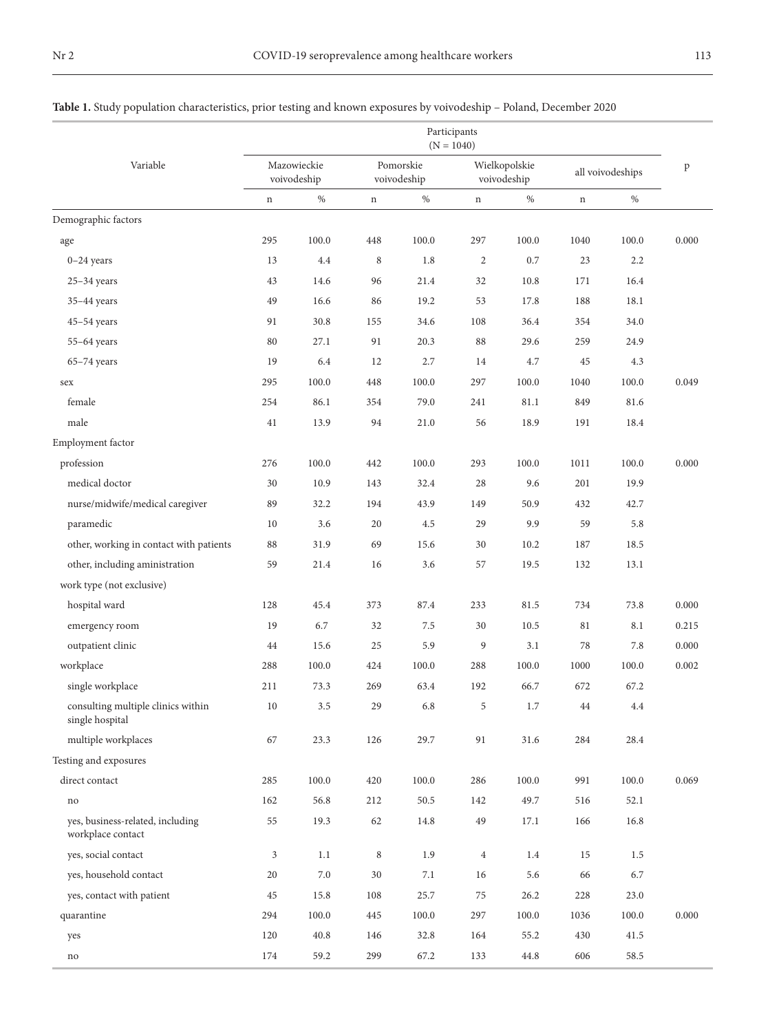**Table 1.** Study population characteristics, prior testing and known exposures by voivodeship – Poland, December 2020

| Variable | Participants (N = 1040) | | | | | | | | p |
|---|---|---|---|---|---|---|---|---|---|
| | Mazowieckie voivodeship | | Pomorskie voivodeship | | Wielkopolskie voivodeship | | all voivodeships | | |
| | n | % | n | % | n | % | n | % | |
| Demographic factors | | | | | | | | | |
| age | 295 | 100.0 | 448 | 100.0 | 297 | 100.0 | 1040 | 100.0 | 0.000 |
| 0–24 years | 13 | 4.4 | 8 | 1.8 | 2 | 0.7 | 23 | 2.2 | |
| 25–34 years | 43 | 14.6 | 96 | 21.4 | 32 | 10.8 | 171 | 16.4 | |
| 35–44 years | 49 | 16.6 | 86 | 19.2 | 53 | 17.8 | 188 | 18.1 | |
| 45–54 years | 91 | 30.8 | 155 | 34.6 | 108 | 36.4 | 354 | 34.0 | |
| 55–64 years | 80 | 27.1 | 91 | 20.3 | 88 | 29.6 | 259 | 24.9 | |
| 65–74 years | 19 | 6.4 | 12 | 2.7 | 14 | 4.7 | 45 | 4.3 | |
| sex | 295 | 100.0 | 448 | 100.0 | 297 | 100.0 | 1040 | 100.0 | 0.049 |
| female | 254 | 86.1 | 354 | 79.0 | 241 | 81.1 | 849 | 81.6 | |
| male | 41 | 13.9 | 94 | 21.0 | 56 | 18.9 | 191 | 18.4 | |
| Employment factor | | | | | | | | | |
| profession | 276 | 100.0 | 442 | 100.0 | 293 | 100.0 | 1011 | 100.0 | 0.000 |
| medical doctor | 30 | 10.9 | 143 | 32.4 | 28 | 9.6 | 201 | 19.9 | |
| nurse/midwife/medical caregiver | 89 | 32.2 | 194 | 43.9 | 149 | 50.9 | 432 | 42.7 | |
| paramedic | 10 | 3.6 | 20 | 4.5 | 29 | 9.9 | 59 | 5.8 | |
| other, working in contact with patients | 88 | 31.9 | 69 | 15.6 | 30 | 10.2 | 187 | 18.5 | |
| other, including aministration | 59 | 21.4 | 16 | 3.6 | 57 | 19.5 | 132 | 13.1 | |
| work type (not exclusive) | | | | | | | | | |
| hospital ward | 128 | 45.4 | 373 | 87.4 | 233 | 81.5 | 734 | 73.8 | 0.000 |
| emergency room | 19 | 6.7 | 32 | 7.5 | 30 | 10.5 | 81 | 8.1 | 0.215 |
| outpatient clinic | 44 | 15.6 | 25 | 5.9 | 9 | 3.1 | 78 | 7.8 | 0.000 |
| workplace | 288 | 100.0 | 424 | 100.0 | 288 | 100.0 | 1000 | 100.0 | 0.002 |
| single workplace | 211 | 73.3 | 269 | 63.4 | 192 | 66.7 | 672 | 67.2 | |
| consulting multiple clinics within single hospital | 10 | 3.5 | 29 | 6.8 | 5 | 1.7 | 44 | 4.4 | |
| multiple workplaces | 67 | 23.3 | 126 | 29.7 | 91 | 31.6 | 284 | 28.4 | |
| Testing and exposures | | | | | | | | | |
| direct contact | 285 | 100.0 | 420 | 100.0 | 286 | 100.0 | 991 | 100.0 | 0.069 |
| no | 162 | 56.8 | 212 | 50.5 | 142 | 49.7 | 516 | 52.1 | |
| yes, business-related, including workplace contact | 55 | 19.3 | 62 | 14.8 | 49 | 17.1 | 166 | 16.8 | |
| yes, social contact | 3 | 1.1 | 8 | 1.9 | 4 | 1.4 | 15 | 1.5 | |
| yes, household contact | 20 | 7.0 | 30 | 7.1 | 16 | 5.6 | 66 | 6.7 | |
| yes, contact with patient | 45 | 15.8 | 108 | 25.7 | 75 | 26.2 | 228 | 23.0 | |
| quarantine | 294 | 100.0 | 445 | 100.0 | 297 | 100.0 | 1036 | 100.0 | 0.000 |
| yes | 120 | 40.8 | 146 | 32.8 | 164 | 55.2 | 430 | 41.5 | |
| no | 174 | 59.2 | 299 | 67.2 | 133 | 44.8 | 606 | 58.5 | |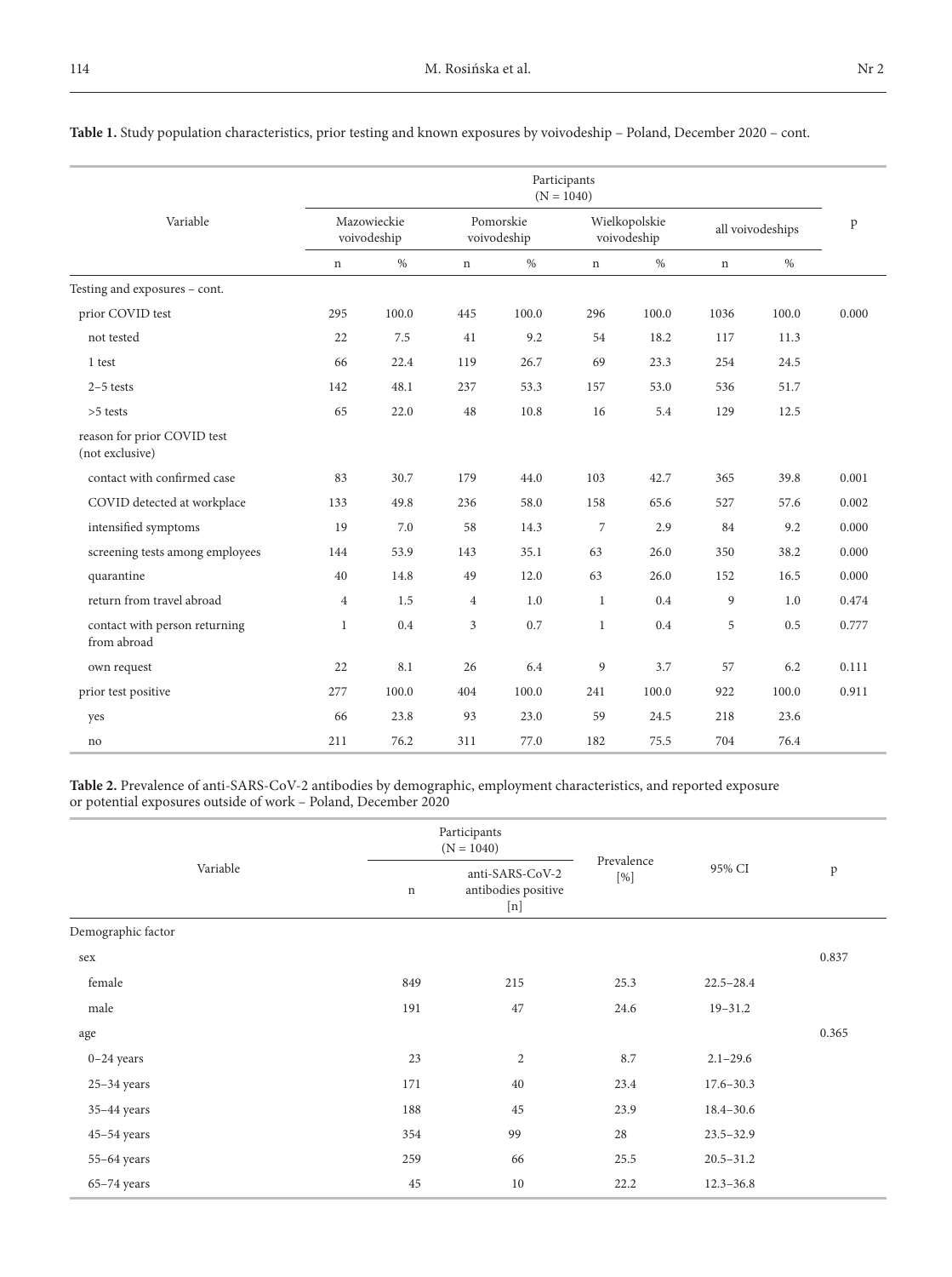**Table 1.** Study population characteristics, prior testing and known exposures by voivodeship – Poland, December 2020 – cont.

| Variable | Participants (N = 1040) | | | | | | | | p |
|---|---|---|---|---|---|---|---|---|---|
| | Mazowieckie voivodeship | | Pomorskie voivodeship | | Wielkopolskie voivodeship | | all voivodeships | | |
| | n | % | n | % | n | % | n | % | |
| Testing and exposures – cont. | | | | | | | | | |
| prior COVID test | 295 | 100.0 | 445 | 100.0 | 296 | 100.0 | 1036 | 100.0 | 0.000 |
| not tested | 22 | 7.5 | 41 | 9.2 | 54 | 18.2 | 117 | 11.3 | |
| 1 test | 66 | 22.4 | 119 | 26.7 | 69 | 23.3 | 254 | 24.5 | |
| 2–5 tests | 142 | 48.1 | 237 | 53.3 | 157 | 53.0 | 536 | 51.7 | |
| >5 tests | 65 | 22.0 | 48 | 10.8 | 16 | 5.4 | 129 | 12.5 | |
| reason for prior COVID test (not exclusive) | | | | | | | | | |
| contact with confirmed case | 83 | 30.7 | 179 | 44.0 | 103 | 42.7 | 365 | 39.8 | 0.001 |
| COVID detected at workplace | 133 | 49.8 | 236 | 58.0 | 158 | 65.6 | 527 | 57.6 | 0.002 |
| intensified symptoms | 19 | 7.0 | 58 | 14.3 | 7 | 2.9 | 84 | 9.2 | 0.000 |
| screening tests among employees | 144 | 53.9 | 143 | 35.1 | 63 | 26.0 | 350 | 38.2 | 0.000 |
| quarantine | 40 | 14.8 | 49 | 12.0 | 63 | 26.0 | 152 | 16.5 | 0.000 |
| return from travel abroad | 4 | 1.5 | 4 | 1.0 | 1 | 0.4 | 9 | 1.0 | 0.474 |
| contact with person returning from abroad | 1 | 0.4 | 3 | 0.7 | 1 | 0.4 | 5 | 0.5 | 0.777 |
| own request | 22 | 8.1 | 26 | 6.4 | 9 | 3.7 | 57 | 6.2 | 0.111 |
| prior test positive | 277 | 100.0 | 404 | 100.0 | 241 | 100.0 | 922 | 100.0 | 0.911 |
| yes | 66 | 23.8 | 93 | 23.0 | 59 | 24.5 | 218 | 23.6 | |
| no | 211 | 76.2 | 311 | 77.0 | 182 | 75.5 | 704 | 76.4 | |

**Table 2.** Prevalence of anti-SARS-CoV-2 antibodies by demographic, employment characteristics, and reported exposure or potential exposures outside of work – Poland, December 2020

| Variable | Participants (N = 1040) | | Prevalence [%] | 95% CI | p |
|---|---|---|---|---|---|
| | n | anti-SARS-CoV-2 antibodies positive [n] | | | |
| Demographic factor | | | | | |
| sex | | | | | 0.837 |
| female | 849 | 215 | 25.3 | 22.5–28.4 | |
| male | 191 | 47 | 24.6 | 19–31.2 | |
| age | | | | | 0.365 |
| 0–24 years | 23 | 2 | 8.7 | 2.1–29.6 | |
| 25–34 years | 171 | 40 | 23.4 | 17.6–30.3 | |
| 35–44 years | 188 | 45 | 23.9 | 18.4–30.6 | |
| 45–54 years | 354 | 99 | 28 | 23.5–32.9 | |
| 55–64 years | 259 | 66 | 25.5 | 20.5–31.2 | |
| 65–74 years | 45 | 10 | 22.2 | 12.3–36.8 | |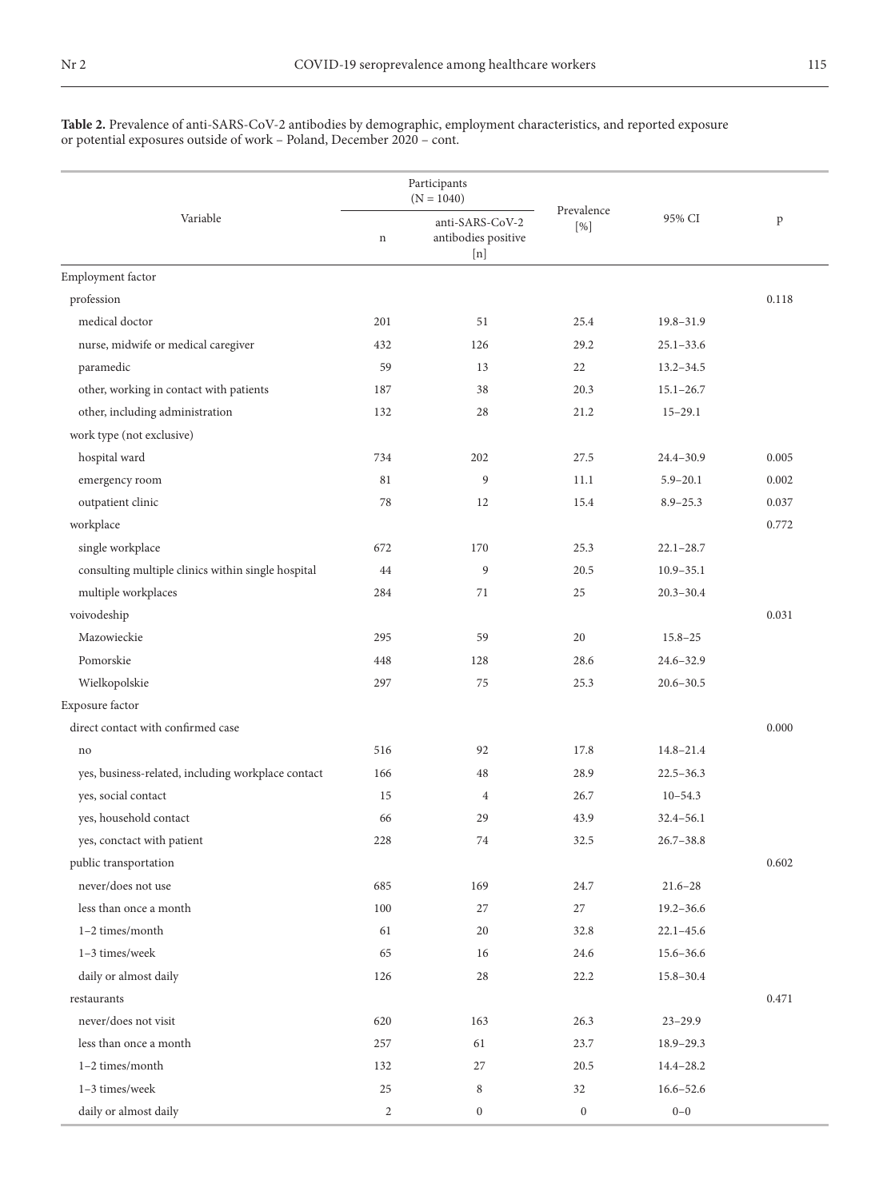**Table 2.** Prevalence of anti-SARS-CoV-2 antibodies by demographic, employment characteristics, and reported exposure or potential exposures outside of work – Poland, December 2020 – cont.

| Variable | Participants (N = 1040) | | Prevalence [%] | 95% CI | p |
|---|---|---|---|---|---|
| | n | anti-SARS-CoV-2 antibodies positive [n] | | | |
| Employment factor | | | | | |
| profession | | | | | 0.118 |
| medical doctor | 201 | 51 | 25.4 | 19.8–31.9 | |
| nurse, midwife or medical caregiver | 432 | 126 | 29.2 | 25.1–33.6 | |
| paramedic | 59 | 13 | 22 | 13.2–34.5 | |
| other, working in contact with patients | 187 | 38 | 20.3 | 15.1–26.7 | |
| other, including administration | 132 | 28 | 21.2 | 15–29.1 | |
| work type (not exclusive) | | | | | |
| hospital ward | 734 | 202 | 27.5 | 24.4–30.9 | 0.005 |
| emergency room | 81 | 9 | 11.1 | 5.9–20.1 | 0.002 |
| outpatient clinic | 78 | 12 | 15.4 | 8.9–25.3 | 0.037 |
| workplace | | | | | 0.772 |
| single workplace | 672 | 170 | 25.3 | 22.1–28.7 | |
| consulting multiple clinics within single hospital | 44 | 9 | 20.5 | 10.9–35.1 | |
| multiple workplaces | 284 | 71 | 25 | 20.3–30.4 | |
| voivodeship | | | | | 0.031 |
| Mazowieckie | 295 | 59 | 20 | 15.8–25 | |
| Pomorskie | 448 | 128 | 28.6 | 24.6–32.9 | |
| Wielkopolskie | 297 | 75 | 25.3 | 20.6–30.5 | |
| Exposure factor | | | | | |
| direct contact with confirmed case | | | | | 0.000 |
| no | 516 | 92 | 17.8 | 14.8–21.4 | |
| yes, business-related, including workplace contact | 166 | 48 | 28.9 | 22.5–36.3 | |
| yes, social contact | 15 | 4 | 26.7 | 10–54.3 | |
| yes, household contact | 66 | 29 | 43.9 | 32.4–56.1 | |
| yes, conctact with patient | 228 | 74 | 32.5 | 26.7–38.8 | |
| public transportation | | | | | 0.602 |
| never/does not use | 685 | 169 | 24.7 | 21.6–28 | |
| less than once a month | 100 | 27 | 27 | 19.2–36.6 | |
| 1–2 times/month | 61 | 20 | 32.8 | 22.1–45.6 | |
| 1–3 times/week | 65 | 16 | 24.6 | 15.6–36.6 | |
| daily or almost daily | 126 | 28 | 22.2 | 15.8–30.4 | |
| restaurants | | | | | 0.471 |
| never/does not visit | 620 | 163 | 26.3 | 23–29.9 | |
| less than once a month | 257 | 61 | 23.7 | 18.9–29.3 | |
| 1–2 times/month | 132 | 27 | 20.5 | 14.4–28.2 | |
| 1–3 times/week | 25 | 8 | 32 | 16.6–52.6 | |
| daily or almost daily | 2 | 0 | 0 | 0–0 | |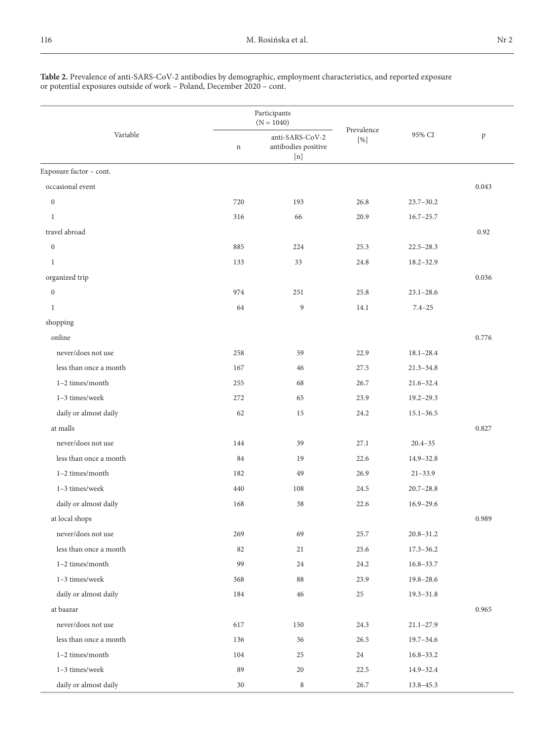**Table 2.** Prevalence of anti-SARS-CoV-2 antibodies by demographic, employment characteristics, and reported exposure or potential exposures outside of work – Poland, December 2020 – cont.

| Variable | Participants (N = 1040) | | Prevalence [%] | 95% CI | p |
|---|---|---|---|---|---|
| | n | anti-SARS-CoV-2 antibodies positive [n] | | | |
| Exposure factor – cont. | | | | | |
| occasional event | | | | | 0.043 |
| 0 | 720 | 193 | 26.8 | 23.7–30.2 | |
| 1 | 316 | 66 | 20.9 | 16.7–25.7 | |
| travel abroad | | | | | 0.92 |
| 0 | 885 | 224 | 25.3 | 22.5–28.3 | |
| 1 | 133 | 33 | 24.8 | 18.2–32.9 | |
| organized trip | | | | | 0.036 |
| 0 | 974 | 251 | 25.8 | 23.1–28.6 | |
| 1 | 64 | 9 | 14.1 | 7.4–25 | |
| shopping | | | | | |
| online | | | | | 0.776 |
| never/does not use | 258 | 59 | 22.9 | 18.1–28.4 | |
| less than once a month | 167 | 46 | 27.5 | 21.3–34.8 | |
| 1–2 times/month | 255 | 68 | 26.7 | 21.6–32.4 | |
| 1–3 times/week | 272 | 65 | 23.9 | 19.2–29.3 | |
| daily or almost daily | 62 | 15 | 24.2 | 15.1–36.5 | |
| at malls | | | | | 0.827 |
| never/does not use | 144 | 39 | 27.1 | 20.4–35 | |
| less than once a month | 84 | 19 | 22.6 | 14.9–32.8 | |
| 1–2 times/month | 182 | 49 | 26.9 | 21–33.9 | |
| 1–3 times/week | 440 | 108 | 24.5 | 20.7–28.8 | |
| daily or almost daily | 168 | 38 | 22.6 | 16.9–29.6 | |
| at local shops | | | | | 0.989 |
| never/does not use | 269 | 69 | 25.7 | 20.8–31.2 | |
| less than once a month | 82 | 21 | 25.6 | 17.3–36.2 | |
| 1–2 times/month | 99 | 24 | 24.2 | 16.8–33.7 | |
| 1–3 times/week | 368 | 88 | 23.9 | 19.8–28.6 | |
| daily or almost daily | 184 | 46 | 25 | 19.3–31.8 | |
| at baazar | | | | | 0.965 |
| never/does not use | 617 | 150 | 24.3 | 21.1–27.9 | |
| less than once a month | 136 | 36 | 26.5 | 19.7–34.6 | |
| 1–2 times/month | 104 | 25 | 24 | 16.8–33.2 | |
| 1–3 times/week | 89 | 20 | 22.5 | 14.9–32.4 | |
| daily or almost daily | 30 | 8 | 26.7 | 13.8–45.3 | |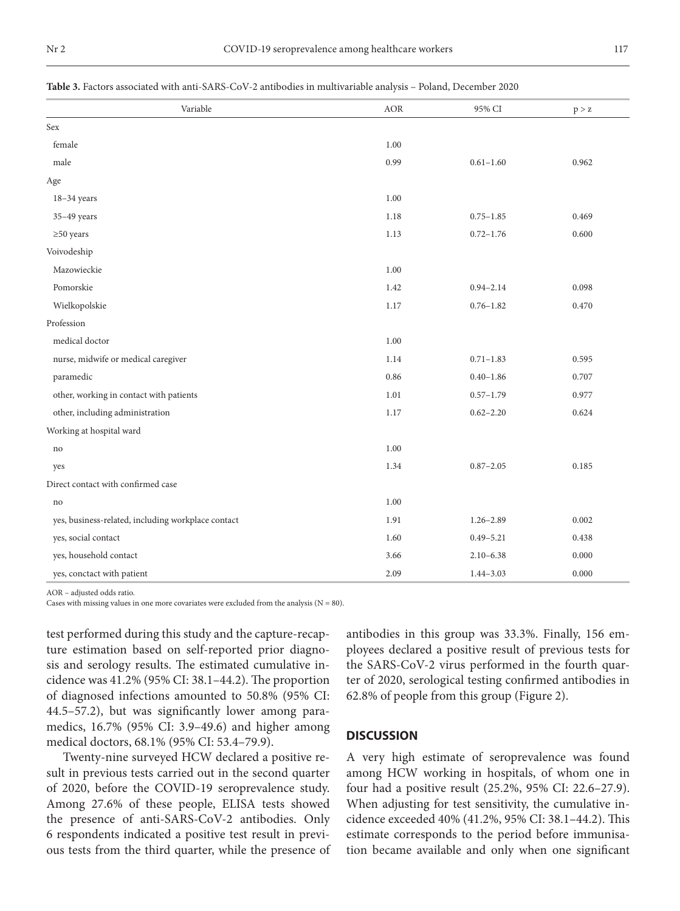**Table 3.** Factors associated with anti-SARS-CoV-2 antibodies in multivariable analysis – Poland, December 2020

| Variable | AOR | 95% CI | p > z |
|---|---|---|---|
| Sex | | | |
| female | 1.00 | | |
| male | 0.99 | 0.61–1.60 | 0.962 |
| Age | | | |
| 18–34 years | 1.00 | | |
| 35–49 years | 1.18 | 0.75–1.85 | 0.469 |
| ≥50 years | 1.13 | 0.72–1.76 | 0.600 |
| Voivodeship | | | |
| Mazowieckie | 1.00 | | |
| Pomorskie | 1.42 | 0.94–2.14 | 0.098 |
| Wielkopolskie | 1.17 | 0.76–1.82 | 0.470 |
| Profession | | | |
| medical doctor | 1.00 | | |
| nurse, midwife or medical caregiver | 1.14 | 0.71–1.83 | 0.595 |
| paramedic | 0.86 | 0.40–1.86 | 0.707 |
| other, working in contact with patients | 1.01 | 0.57–1.79 | 0.977 |
| other, including administration | 1.17 | 0.62–2.20 | 0.624 |
| Working at hospital ward | | | |
| no | 1.00 | | |
| yes | 1.34 | 0.87–2.05 | 0.185 |
| Direct contact with confirmed case | | | |
| no | 1.00 | | |
| yes, business-related, including workplace contact | 1.91 | 1.26–2.89 | 0.002 |
| yes, social contact | 1.60 | 0.49–5.21 | 0.438 |
| yes, household contact | 3.66 | 2.10–6.38 | 0.000 |
| yes, conctact with patient | 2.09 | 1.44–3.03 | 0.000 |

AOR – adjusted odds ratio.
Cases with missing values in one more covariates were excluded from the analysis (N = 80).

test performed during this study and the capture-recapture estimation based on self-reported prior diagnosis and serology results. The estimated cumulative incidence was 41.2% (95% CI: 38.1–44.2). The proportion of diagnosed infections amounted to 50.8% (95% CI: 44.5–57.2), but was significantly lower among paramedics, 16.7% (95% CI: 3.9–49.6) and higher among medical doctors, 68.1% (95% CI: 53.4–79.9).

Twenty-nine surveyed HCW declared a positive result in previous tests carried out in the second quarter of 2020, before the COVID-19 seroprevalence study. Among 27.6% of these people, ELISA tests showed the presence of anti-SARS-CoV-2 antibodies. Only 6 respondents indicated a positive test result in previous tests from the third quarter, while the presence of antibodies in this group was 33.3%. Finally, 156 employees declared a positive result of previous tests for the SARS-CoV-2 virus performed in the fourth quarter of 2020, serological testing confirmed antibodies in 62.8% of people from this group (Figure 2).

## DISCUSSION

A very high estimate of seroprevalence was found among HCW working in hospitals, of whom one in four had a positive result (25.2%, 95% CI: 22.6–27.9). When adjusting for test sensitivity, the cumulative incidence exceeded 40% (41.2%, 95% CI: 38.1–44.2). This estimate corresponds to the period before immunisation became available and only when one significant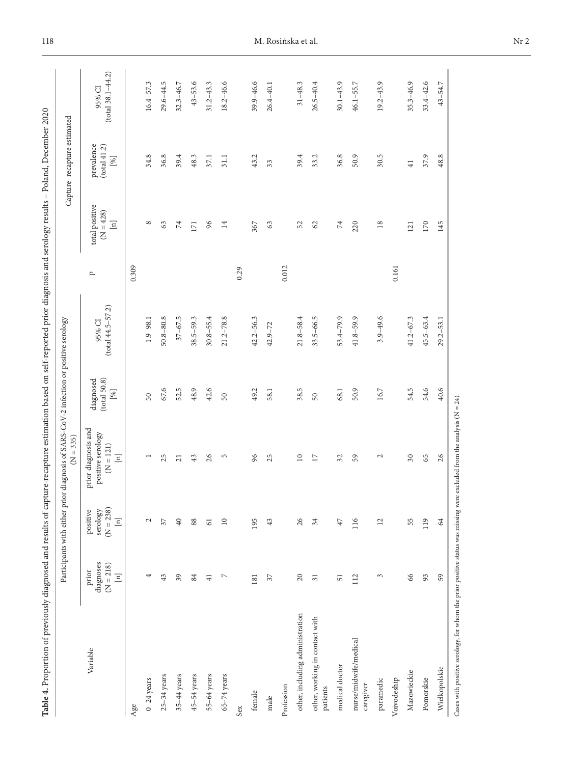**Table 4.** Proportion of previously diagnosed and results of capture-recapture estimation based on self-reported prior diagnosis and serology results – Poland, December 2020

| Variable | Participants with either prior diagnosis of SARS-CoV-2 infection or positive serology (N = 335) | | | | | | Capture–recapture estimated | | |
|---|---|---|---|---|---|---|---|---|---|
| | prior diagnoses (N = 218) [n] | positive serology (N = 238) [n] | prior diagnosis and positive serology (N = 121) [n] | diagnosed (total 50.8) [%] | 95% CI (total 44.5–57.2) | p | total positive (N = 428) [n] | prevalence (total 41.2) [%] | 95% CI (total 38.1–44.2) |
| Age | | | | | | 0.309 | | | |
| 0–24 years | 4 | 2 | 1 | 50 | 1.9–98.1 | | 8 | 34.8 | 16.4–57.3 |
| 25–34 years | 43 | 37 | 25 | 67.6 | 50.8–80.8 | | 63 | 36.8 | 29.6–44.5 |
| 35–44 years | 39 | 40 | 21 | 52.5 | 37–67.5 | | 74 | 39.4 | 32.3–46.7 |
| 45–54 years | 84 | 88 | 43 | 48.9 | 38.5–59.3 | | 171 | 48.3 | 43–53.6 |
| 55–64 years | 41 | 61 | 26 | 42.6 | 30.8–55.4 | | 96 | 37.1 | 31.2–43.3 |
| 65–74 years | 7 | 10 | 5 | 50 | 21.2–78.8 | | 14 | 31.1 | 18.2–46.6 |
| Sex | | | | | | 0.29 | | | |
| female | 181 | 195 | 96 | 49.2 | 42.2–56.3 | | 367 | 43.2 | 39.9–46.6 |
| male | 37 | 43 | 25 | 58.1 | 42.9–72 | | 63 | 33 | 26.4–40.1 |
| Profession | | | | | | 0.012 | | | |
| other, including administration | 20 | 26 | 10 | 38.5 | 21.8–58.4 | | 52 | 39.4 | 31–48.3 |
| other, working in contact with patients | 31 | 34 | 17 | 50 | 33.5–66.5 | | 62 | 33.2 | 26.5–40.4 |
| medical doctor | 51 | 47 | 32 | 68.1 | 53.4–79.9 | | 74 | 36.8 | 30.1–43.9 |
| nurse/midwife/medical caregiver | 112 | 116 | 59 | 50.9 | 41.8–59.9 | | 220 | 50.9 | 46.1–55.7 |
| paramedic | 3 | 12 | 2 | 16.7 | 3.9–49.6 | | 18 | 30.5 | 19.2–43.9 |
| Voivodeship | | | | | | 0.161 | | | |
| Mazowieckie | 66 | 55 | 30 | 54.5 | 41.2–67.3 | | 121 | 41 | 35.3–46.9 |
| Pomorskie | 93 | 119 | 65 | 54.6 | 45.5–63.4 | | 170 | 37.9 | 33.4–42.6 |
| Wielkopolskie | 59 | 64 | 26 | 40.6 | 29.2–53.1 | | 145 | 48.8 | 43–54.7 |

Cases with positive serology, for whom the prior positive status was missing were excluded from the analysis (N = 24).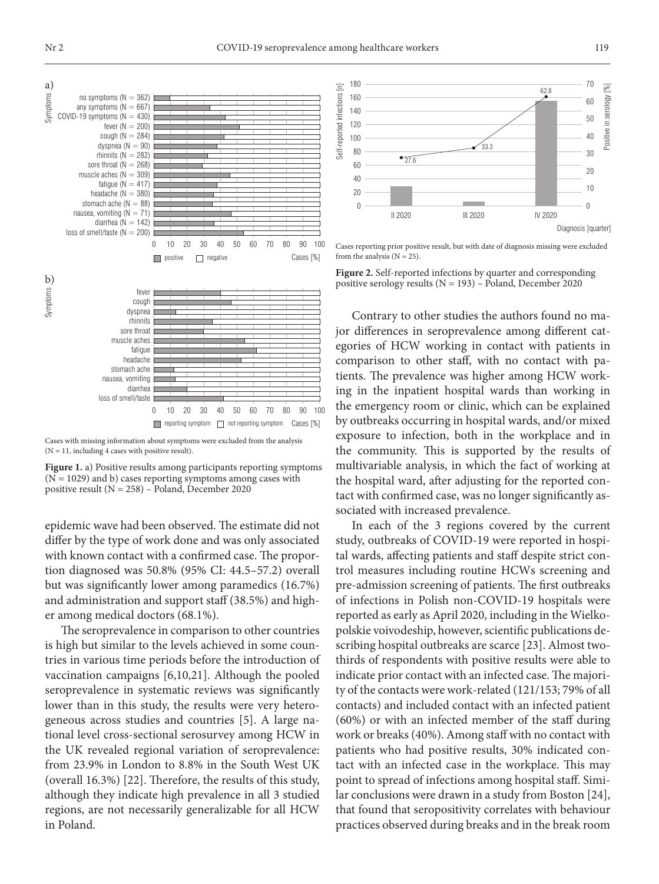Cases with missing information about symptoms were excluded from the analysis (N = 11, including 4 cases with positive result).

**Figure 1.** a) Positive results among participants reporting symptoms (N = 1029) and b) cases reporting symptoms among cases with positive result (N = 258) – Poland, December 2020

Cases reporting prior positive result, but with date of diagnosis missing were excluded from the analysis (N = 25).

**Figure 2.** Self-reported infections by quarter and corresponding positive serology results (N = 193) – Poland, December 2020

epidemic wave had been observed. The estimate did not differ by the type of work done and was only associated with known contact with a confirmed case. The proportion diagnosed was 50.8% (95% CI: 44.5–57.2) overall but was significantly lower among paramedics (16.7%) and administration and support staff (38.5%) and higher among medical doctors (68.1%).

The seroprevalence in comparison to other countries is high but similar to the levels achieved in some countries in various time periods before the introduction of vaccination campaigns [6,10,21]. Although the pooled seroprevalence in systematic reviews was significantly lower than in this study, the results were very heterogeneous across studies and countries [5]. A large national level cross-sectional serosurvey among HCW in the UK revealed regional variation of seroprevalence: from 23.9% in London to 8.8% in the South West UK (overall 16.3%) [22]. Therefore, the results of this study, although they indicate high prevalence in all 3 studied regions, are not necessarily generalizable for all HCW in Poland.

Contrary to other studies the authors found no major differences in seroprevalence among different categories of HCW working in contact with patients in comparison to other staff, with no contact with patients. The prevalence was higher among HCW working in the inpatient hospital wards than working in the emergency room or clinic, which can be explained by outbreaks occurring in hospital wards, and/or mixed exposure to infection, both in the workplace and in the community. This is supported by the results of multivariable analysis, in which the fact of working at the hospital ward, after adjusting for the reported contact with confirmed case, was no longer significantly associated with increased prevalence.

In each of the 3 regions covered by the current study, outbreaks of COVID-19 were reported in hospital wards, affecting patients and staff despite strict control measures including routine HCWs screening and pre-admission screening of patients. The first outbreaks of infections in Polish non-COVID-19 hospitals were reported as early as April 2020, including in the Wielkopolskie voivodeship, however, scientific publications describing hospital outbreaks are scarce [23]. Almost two-thirds of respondents with positive results were able to indicate prior contact with an infected case. The majority of the contacts were work-related (121/153; 79% of all contacts) and included contact with an infected patient (60%) or with an infected member of the staff during work or breaks (40%). Among staff with no contact with patients who had positive results, 30% indicated contact with an infected case in the workplace. This may point to spread of infections among hospital staff. Similar conclusions were drawn in a study from Boston [24], that found that seropositivity correlates with behaviour practices observed during breaks and in the break room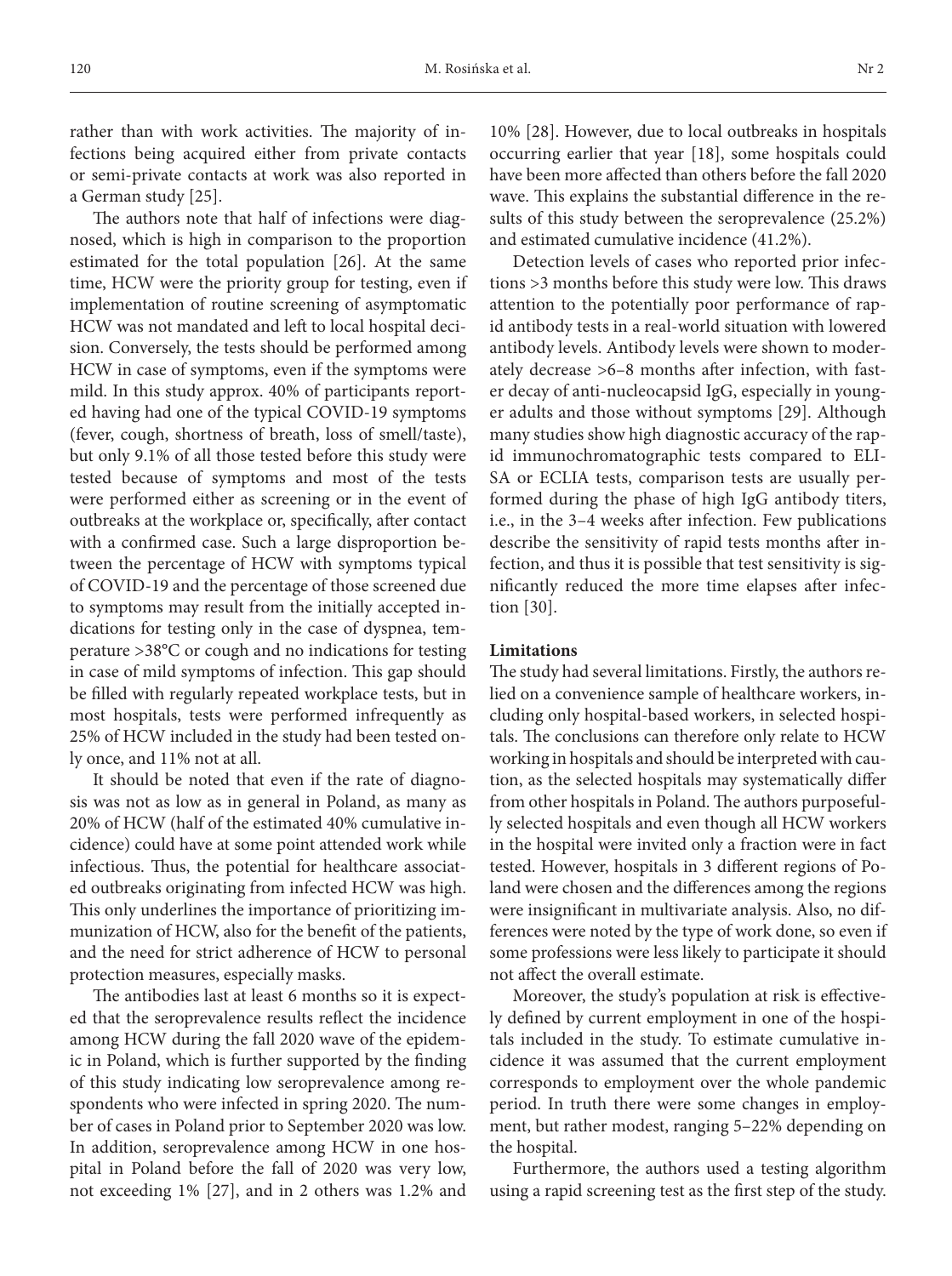rather than with work activities. The majority of infections being acquired either from private contacts or semi-private contacts at work was also reported in a German study [25].

The authors note that half of infections were diagnosed, which is high in comparison to the proportion estimated for the total population [26]. At the same time, HCW were the priority group for testing, even if implementation of routine screening of asymptomatic HCW was not mandated and left to local hospital decision. Conversely, the tests should be performed among HCW in case of symptoms, even if the symptoms were mild. In this study approx. 40% of participants reported having had one of the typical COVID-19 symptoms (fever, cough, shortness of breath, loss of smell/taste), but only 9.1% of all those tested before this study were tested because of symptoms and most of the tests were performed either as screening or in the event of outbreaks at the workplace or, specifically, after contact with a confirmed case. Such a large disproportion between the percentage of HCW with symptoms typical of COVID-19 and the percentage of those screened due to symptoms may result from the initially accepted indications for testing only in the case of dyspnea, temperature >38°C or cough and no indications for testing in case of mild symptoms of infection. This gap should be filled with regularly repeated workplace tests, but in most hospitals, tests were performed infrequently as 25% of HCW included in the study had been tested only once, and 11% not at all.

It should be noted that even if the rate of diagnosis was not as low as in general in Poland, as many as 20% of HCW (half of the estimated 40% cumulative incidence) could have at some point attended work while infectious. Thus, the potential for healthcare associated outbreaks originating from infected HCW was high. This only underlines the importance of prioritizing immunization of HCW, also for the benefit of the patients, and the need for strict adherence of HCW to personal protection measures, especially masks.

The antibodies last at least 6 months so it is expected that the seroprevalence results reflect the incidence among HCW during the fall 2020 wave of the epidemic in Poland, which is further supported by the finding of this study indicating low seroprevalence among respondents who were infected in spring 2020. The number of cases in Poland prior to September 2020 was low. In addition, seroprevalence among HCW in one hospital in Poland before the fall of 2020 was very low, not exceeding 1% [27], and in 2 others was 1.2% and 10% [28]. However, due to local outbreaks in hospitals occurring earlier that year [18], some hospitals could have been more affected than others before the fall 2020 wave. This explains the substantial difference in the results of this study between the seroprevalence (25.2%) and estimated cumulative incidence (41.2%).

Detection levels of cases who reported prior infections >3 months before this study were low. This draws attention to the potentially poor performance of rapid antibody tests in a real-world situation with lowered antibody levels. Antibody levels were shown to moderately decrease >6–8 months after infection, with faster decay of anti-nucleocapsid IgG, especially in younger adults and those without symptoms [29]. Although many studies show high diagnostic accuracy of the rapid immunochromatographic tests compared to ELISA or ECLIA tests, comparison tests are usually performed during the phase of high IgG antibody titers, i.e., in the 3–4 weeks after infection. Few publications describe the sensitivity of rapid tests months after infection, and thus it is possible that test sensitivity is significantly reduced the more time elapses after infection [30].

### Limitations

The study had several limitations. Firstly, the authors relied on a convenience sample of healthcare workers, including only hospital-based workers, in selected hospitals. The conclusions can therefore only relate to HCW working in hospitals and should be interpreted with caution, as the selected hospitals may systematically differ from other hospitals in Poland. The authors purposefully selected hospitals and even though all HCW workers in the hospital were invited only a fraction were in fact tested. However, hospitals in 3 different regions of Poland were chosen and the differences among the regions were insignificant in multivariate analysis. Also, no differences were noted by the type of work done, so even if some professions were less likely to participate it should not affect the overall estimate.

Moreover, the study's population at risk is effectively defined by current employment in one of the hospitals included in the study. To estimate cumulative incidence it was assumed that the current employment corresponds to employment over the whole pandemic period. In truth there were some changes in employment, but rather modest, ranging 5–22% depending on the hospital.

Furthermore, the authors used a testing algorithm using a rapid screening test as the first step of the study.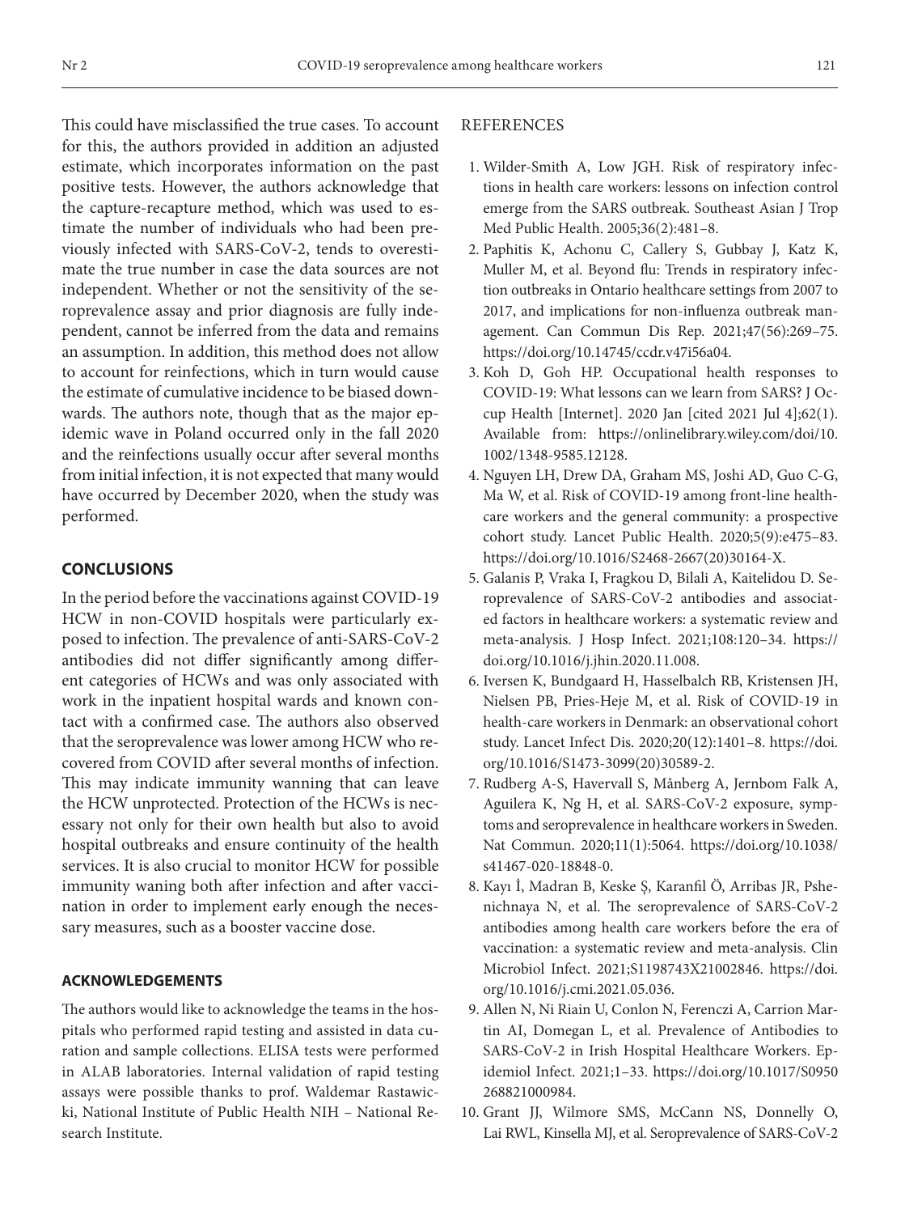This could have misclassified the true cases. To account for this, the authors provided in addition an adjusted estimate, which incorporates information on the past positive tests. However, the authors acknowledge that the capture-recapture method, which was used to estimate the number of individuals who had been previously infected with SARS-CoV-2, tends to overestimate the true number in case the data sources are not independent. Whether or not the sensitivity of the seroprevalence assay and prior diagnosis are fully independent, cannot be inferred from the data and remains an assumption. In addition, this method does not allow to account for reinfections, which in turn would cause the estimate of cumulative incidence to be biased downwards. The authors note, though that as the major epidemic wave in Poland occurred only in the fall 2020 and the reinfections usually occur after several months from initial infection, it is not expected that many would have occurred by December 2020, when the study was performed.

## CONCLUSIONS

In the period before the vaccinations against COVID-19 HCW in non-COVID hospitals were particularly exposed to infection. The prevalence of anti-SARS-CoV-2 antibodies did not differ significantly among different categories of HCWs and was only associated with work in the inpatient hospital wards and known contact with a confirmed case. The authors also observed that the seroprevalence was lower among HCW who recovered from COVID after several months of infection. This may indicate immunity wanning that can leave the HCW unprotected. Protection of the HCWs is necessary not only for their own health but also to avoid hospital outbreaks and ensure continuity of the health services. It is also crucial to monitor HCW for possible immunity waning both after infection and after vaccination in order to implement early enough the necessary measures, such as a booster vaccine dose.

### ACKNOWLEDGEMENTS

The authors would like to acknowledge the teams in the hospitals who performed rapid testing and assisted in data curation and sample collections. ELISA tests were performed in ALAB laboratories. Internal validation of rapid testing assays were possible thanks to prof. Waldemar Rastawicki, National Institute of Public Health NIH – National Research Institute.

## REFERENCES

1. Wilder-Smith A, Low JGH. Risk of respiratory infections in health care workers: lessons on infection control emerge from the SARS outbreak. Southeast Asian J Trop Med Public Health. 2005;36(2):481–8.
2. Paphitis K, Achonu C, Callery S, Gubbay J, Katz K, Muller M, et al. Beyond flu: Trends in respiratory infection outbreaks in Ontario healthcare settings from 2007 to 2017, and implications for non-influenza outbreak management. Can Commun Dis Rep. 2021;47(56):269–75. https://doi.org/10.14745/ccdr.v47i56a04.
3. Koh D, Goh HP. Occupational health responses to COVID-19: What lessons can we learn from SARS? J Occup Health [Internet]. 2020 Jan [cited 2021 Jul 4];62(1). Available from: https://onlinelibrary.wiley.com/doi/10.1002/1348-9585.12128.
4. Nguyen LH, Drew DA, Graham MS, Joshi AD, Guo C-G, Ma W, et al. Risk of COVID-19 among front-line healthcare workers and the general community: a prospective cohort study. Lancet Public Health. 2020;5(9):e475–83. https://doi.org/10.1016/S2468-2667(20)30164-X.
5. Galanis P, Vraka I, Fragkou D, Bilali A, Kaitelidou D. Seroprevalence of SARS-CoV-2 antibodies and associated factors in healthcare workers: a systematic review and meta-analysis. J Hosp Infect. 2021;108:120–34. https://doi.org/10.1016/j.jhin.2020.11.008.
6. Iversen K, Bundgaard H, Hasselbalch RB, Kristensen JH, Nielsen PB, Pries-Heje M, et al. Risk of COVID-19 in health-care workers in Denmark: an observational cohort study. Lancet Infect Dis. 2020;20(12):1401–8. https://doi.org/10.1016/S1473-3099(20)30589-2.
7. Rudberg A-S, Havervall S, Månberg A, Jernbom Falk A, Aguilera K, Ng H, et al. SARS-CoV-2 exposure, symptoms and seroprevalence in healthcare workers in Sweden. Nat Commun. 2020;11(1):5064. https://doi.org/10.1038/s41467-020-18848-0.
8. Kayı İ, Madran B, Keske Ş, Karanfil Ö, Arribas JR, Pshenichnaya N, et al. The seroprevalence of SARS-CoV-2 antibodies among health care workers before the era of vaccination: a systematic review and meta-analysis. Clin Microbiol Infect. 2021;S1198743X21002846. https://doi.org/10.1016/j.cmi.2021.05.036.
9. Allen N, Ni Riain U, Conlon N, Ferenczi A, Carrion Martin AI, Domegan L, et al. Prevalence of Antibodies to SARS-CoV-2 in Irish Hospital Healthcare Workers. Epidemiol Infect. 2021;1–33. https://doi.org/10.1017/S0950268821000984.
10. Grant JJ, Wilmore SMS, McCann NS, Donnelly O, Lai RWL, Kinsella MJ, et al. Seroprevalence of SARS-CoV-2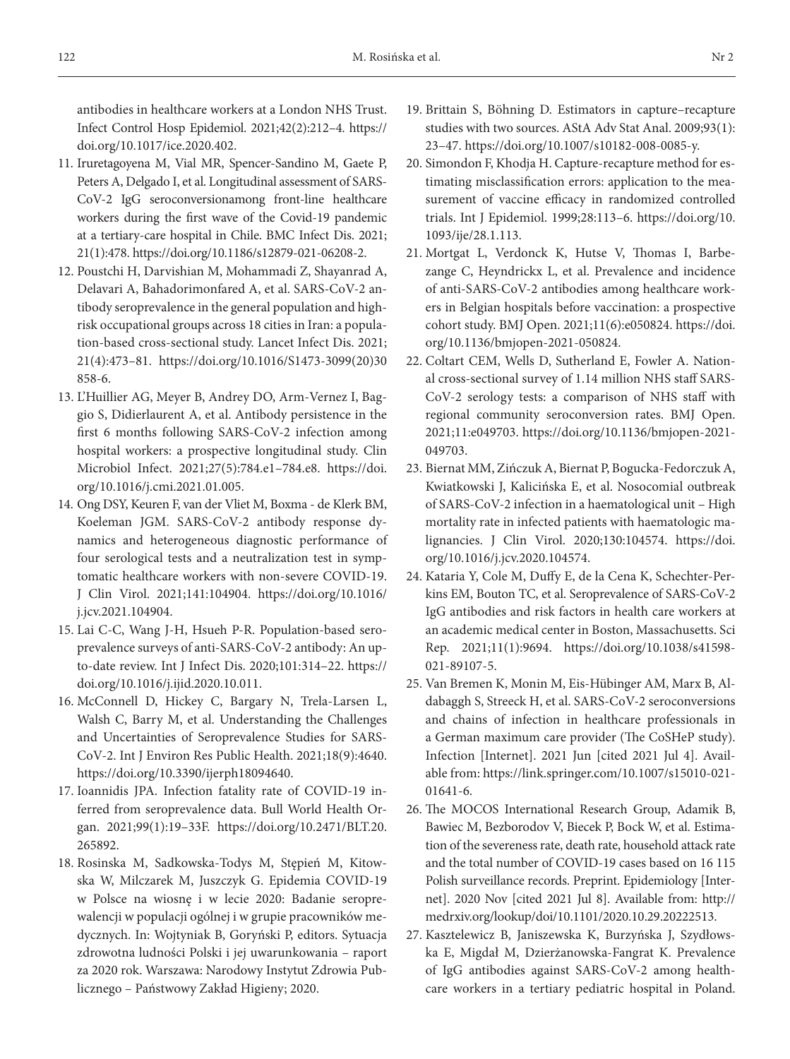antibodies in healthcare workers at a London NHS Trust. Infect Control Hosp Epidemiol. 2021;42(2):212–4. https://doi.org/10.1017/ice.2020.402.

11. Iruretagoyena M, Vial MR, Spencer-Sandino M, Gaete P, Peters A, Delgado I, et al. Longitudinal assessment of SARS-CoV-2 IgG seroconversionamong front-line healthcare workers during the first wave of the Covid-19 pandemic at a tertiary-care hospital in Chile. BMC Infect Dis. 2021; 21(1):478. https://doi.org/10.1186/s12879-021-06208-2.
12. Poustchi H, Darvishian M, Mohammadi Z, Shayanrad A, Delavari A, Bahadorimonfared A, et al. SARS-CoV-2 antibody seroprevalence in the general population and high-risk occupational groups across 18 cities in Iran: a population-based cross-sectional study. Lancet Infect Dis. 2021; 21(4):473–81. https://doi.org/10.1016/S1473-3099(20)30858-6.
13. L'Huillier AG, Meyer B, Andrey DO, Arm-Vernez I, Baggio S, Didierlaurent A, et al. Antibody persistence in the first 6 months following SARS-CoV-2 infection among hospital workers: a prospective longitudinal study. Clin Microbiol Infect. 2021;27(5):784.e1–784.e8. https://doi.org/10.1016/j.cmi.2021.01.005.
14. Ong DSY, Keuren F, van der Vliet M, Boxma - de Klerk BM, Koeleman JGM. SARS-CoV-2 antibody response dynamics and heterogeneous diagnostic performance of four serological tests and a neutralization test in symptomatic healthcare workers with non-severe COVID-19. J Clin Virol. 2021;141:104904. https://doi.org/10.1016/j.jcv.2021.104904.
15. Lai C-C, Wang J-H, Hsueh P-R. Population-based seroprevalence surveys of anti-SARS-CoV-2 antibody: An up-to-date review. Int J Infect Dis. 2020;101:314–22. https://doi.org/10.1016/j.ijid.2020.10.011.
16. McConnell D, Hickey C, Bargary N, Trela-Larsen L, Walsh C, Barry M, et al. Understanding the Challenges and Uncertainties of Seroprevalence Studies for SARS-CoV-2. Int J Environ Res Public Health. 2021;18(9):4640. https://doi.org/10.3390/ijerph18094640.
17. Ioannidis JPA. Infection fatality rate of COVID-19 inferred from seroprevalence data. Bull World Health Organ. 2021;99(1):19–33F. https://doi.org/10.2471/BLT.20.265892.
18. Rosinska M, Sadkowska-Todys M, Stępień M, Kitowska W, Milczarek M, Juszczyk G. Epidemia COVID-19 w Polsce na wiosnę i w lecie 2020: Badanie seroprewalencji w populacji ogólnej i w grupie pracowników medycznych. In: Wojtyniak B, Goryński P, editors. Sytuacja zdrowotna ludności Polski i jej uwarunkowania – raport za 2020 rok. Warszawa: Narodowy Instytut Zdrowia Publicznego – Państwowy Zakład Higieny; 2020.
19. Brittain S, Böhning D. Estimators in capture–recapture studies with two sources. AStA Adv Stat Anal. 2009;93(1): 23–47. https://doi.org/10.1007/s10182-008-0085-y.
20. Simondon F, Khodja H. Capture-recapture method for estimating misclassification errors: application to the measurement of vaccine efficacy in randomized controlled trials. Int J Epidemiol. 1999;28:113–6. https://doi.org/10.1093/ije/28.1.113.
21. Mortgat L, Verdonck K, Hutse V, Thomas I, Barbezange C, Heyndrickx L, et al. Prevalence and incidence of anti-SARS-CoV-2 antibodies among healthcare workers in Belgian hospitals before vaccination: a prospective cohort study. BMJ Open. 2021;11(6):e050824. https://doi.org/10.1136/bmjopen-2021-050824.
22. Coltart CEM, Wells D, Sutherland E, Fowler A. National cross-sectional survey of 1.14 million NHS staff SARS-CoV-2 serology tests: a comparison of NHS staff with regional community seroconversion rates. BMJ Open. 2021;11:e049703. https://doi.org/10.1136/bmjopen-2021-049703.
23. Biernat MM, Zińczuk A, Biernat P, Bogucka-Fedorczuk A, Kwiatkowski J, Kalicińska E, et al. Nosocomial outbreak of SARS-CoV-2 infection in a haematological unit – High mortality rate in infected patients with haematologic malignancies. J Clin Virol. 2020;130:104574. https://doi.org/10.1016/j.jcv.2020.104574.
24. Kataria Y, Cole M, Duffy E, de la Cena K, Schechter-Perkins EM, Bouton TC, et al. Seroprevalence of SARS-CoV-2 IgG antibodies and risk factors in health care workers at an academic medical center in Boston, Massachusetts. Sci Rep. 2021;11(1):9694. https://doi.org/10.1038/s41598-021-89107-5.
25. Van Bremen K, Monin M, Eis-Hübinger AM, Marx B, Aldabaggh S, Streeck H, et al. SARS-CoV-2 seroconversions and chains of infection in healthcare professionals in a German maximum care provider (The CoSHeP study). Infection [Internet]. 2021 Jun [cited 2021 Jul 4]. Available from: https://link.springer.com/10.1007/s15010-021-01641-6.
26. The MOCOS International Research Group, Adamik B, Bawiec M, Bezborodov V, Biecek P, Bock W, et al. Estimation of the severeness rate, death rate, household attack rate and the total number of COVID-19 cases based on 16 115 Polish surveillance records. Preprint. Epidemiology [Internet]. 2020 Nov [cited 2021 Jul 8]. Available from: http://medrxiv.org/lookup/doi/10.1101/2020.10.29.20222513.
27. Kasztelewicz B, Janiszewska K, Burzyńska J, Szydłowska E, Migdał M, Dzierżanowska-Fangrat K. Prevalence of IgG antibodies against SARS-CoV-2 among healthcare workers in a tertiary pediatric hospital in Poland.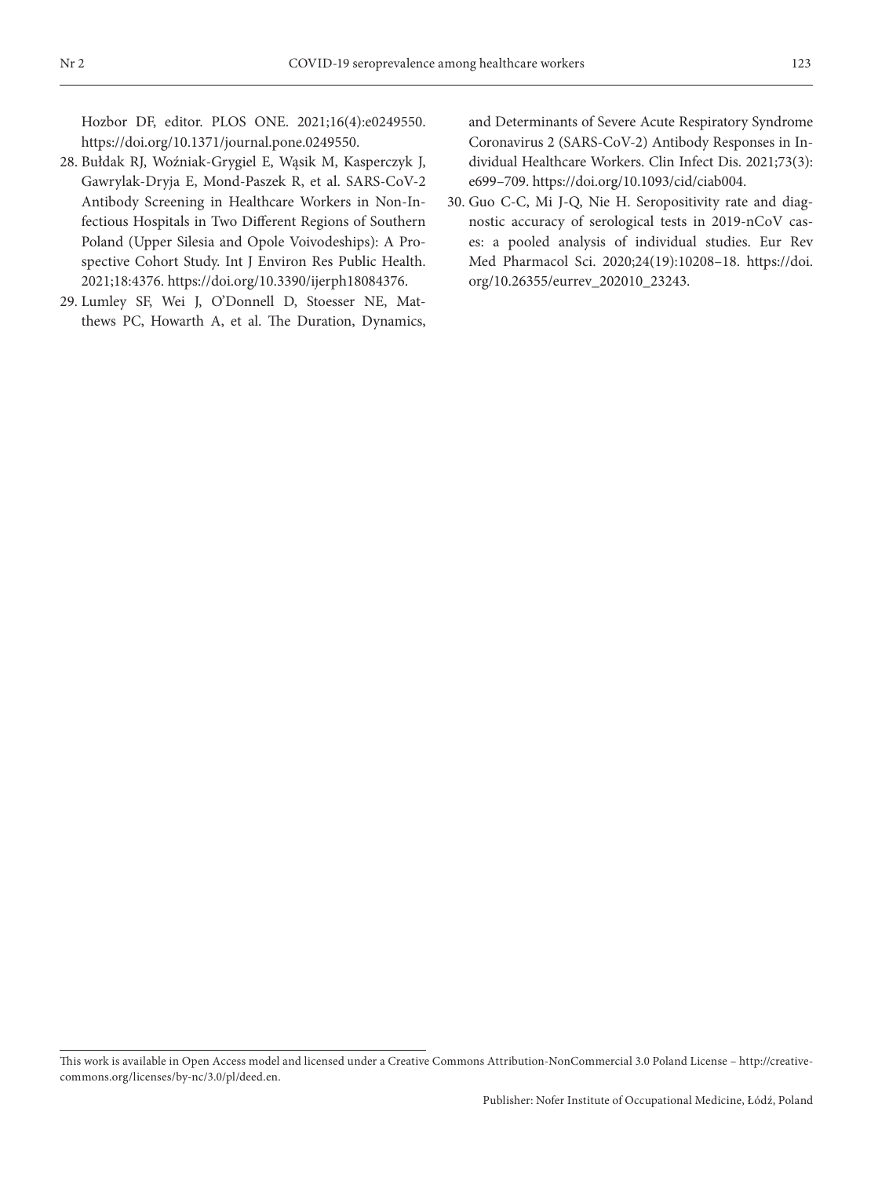Hozbor DF, editor. PLOS ONE. 2021;16(4):e0249550. https://doi.org/10.1371/journal.pone.0249550.

28. Bułdak RJ, Woźniak-Grygiel E, Wąsik M, Kasperczyk J, Gawrylak-Dryja E, Mond-Paszek R, et al. SARS-CoV-2 Antibody Screening in Healthcare Workers in Non-Infectious Hospitals in Two Different Regions of Southern Poland (Upper Silesia and Opole Voivodeships): A Prospective Cohort Study. Int J Environ Res Public Health. 2021;18:4376. https://doi.org/10.3390/ijerph18084376.
29. Lumley SF, Wei J, O'Donnell D, Stoesser NE, Matthews PC, Howarth A, et al. The Duration, Dynamics, and Determinants of Severe Acute Respiratory Syndrome Coronavirus 2 (SARS-CoV-2) Antibody Responses in Individual Healthcare Workers. Clin Infect Dis. 2021;73(3): e699–709. https://doi.org/10.1093/cid/ciab004.
30. Guo C-C, Mi J-Q, Nie H. Seropositivity rate and diagnostic accuracy of serological tests in 2019-nCoV cases: a pooled analysis of individual studies. Eur Rev Med Pharmacol Sci. 2020;24(19):10208–18. https://doi.org/10.26355/eurrev_202010_23243.

This work is available in Open Access model and licensed under a Creative Commons Attribution-NonCommercial 3.0 Poland License – http://creativecommons.org/licenses/by-nc/3.0/pl/deed.en.

Publisher: Nofer Institute of Occupational Medicine, Łódź, Poland